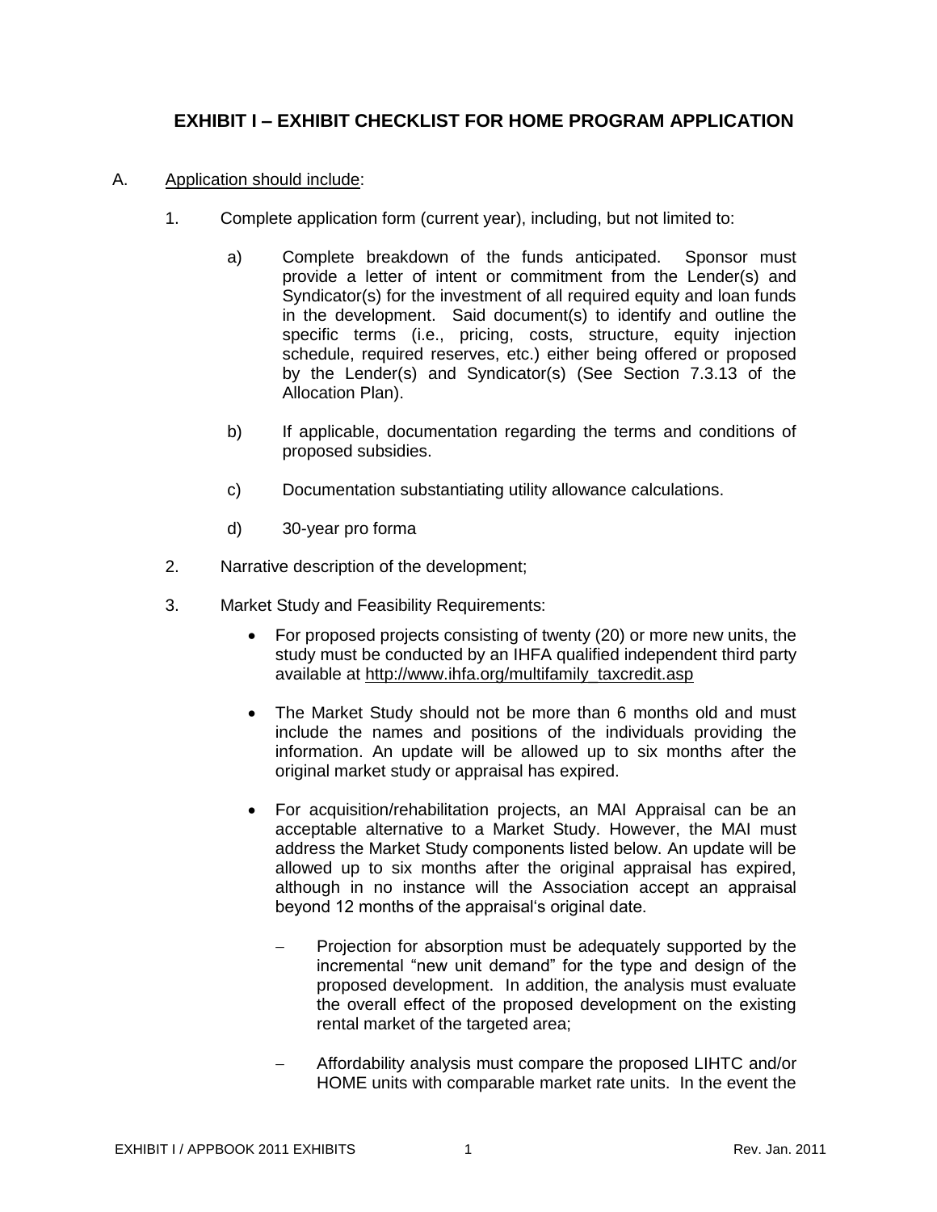## EXHIBIT I – EXHIBIT CHECKLIST FOR HOME PROGRAM APPLICATION

A. Application should include:

1. Complete application form (current year), including, but not limited to:

   a) Complete breakdown of the funds anticipated. Sponsor must provide a letter of intent or commitment from the Lender(s) and Syndicator(s) for the investment of all required equity and loan funds in the development. Said document(s) to identify and outline the specific terms (i.e., pricing, costs, structure, equity injection schedule, required reserves, etc.) either being offered or proposed by the Lender(s) and Syndicator(s) (See Section 7.3.13 of the Allocation Plan).

   b) If applicable, documentation regarding the terms and conditions of proposed subsidies.

   c) Documentation substantiating utility allowance calculations.

   d) 30-year pro forma

2. Narrative description of the development;

3. Market Study and Feasibility Requirements:

   - For proposed projects consisting of twenty (20) or more new units, the study must be conducted by an IHFA qualified independent third party available at http://www.ihfa.org/multifamily_taxcredit.asp

   - The Market Study should not be more than 6 months old and must include the names and positions of the individuals providing the information. An update will be allowed up to six months after the original market study or appraisal has expired.

   - For acquisition/rehabilitation projects, an MAI Appraisal can be an acceptable alternative to a Market Study. However, the MAI must address the Market Study components listed below. An update will be allowed up to six months after the original appraisal has expired, although in no instance will the Association accept an appraisal beyond 12 months of the appraisal's original date.

     - Projection for absorption must be adequately supported by the incremental "new unit demand" for the type and design of the proposed development. In addition, the analysis must evaluate the overall effect of the proposed development on the existing rental market of the targeted area;

     - Affordability analysis must compare the proposed LIHTC and/or HOME units with comparable market rate units. In the event the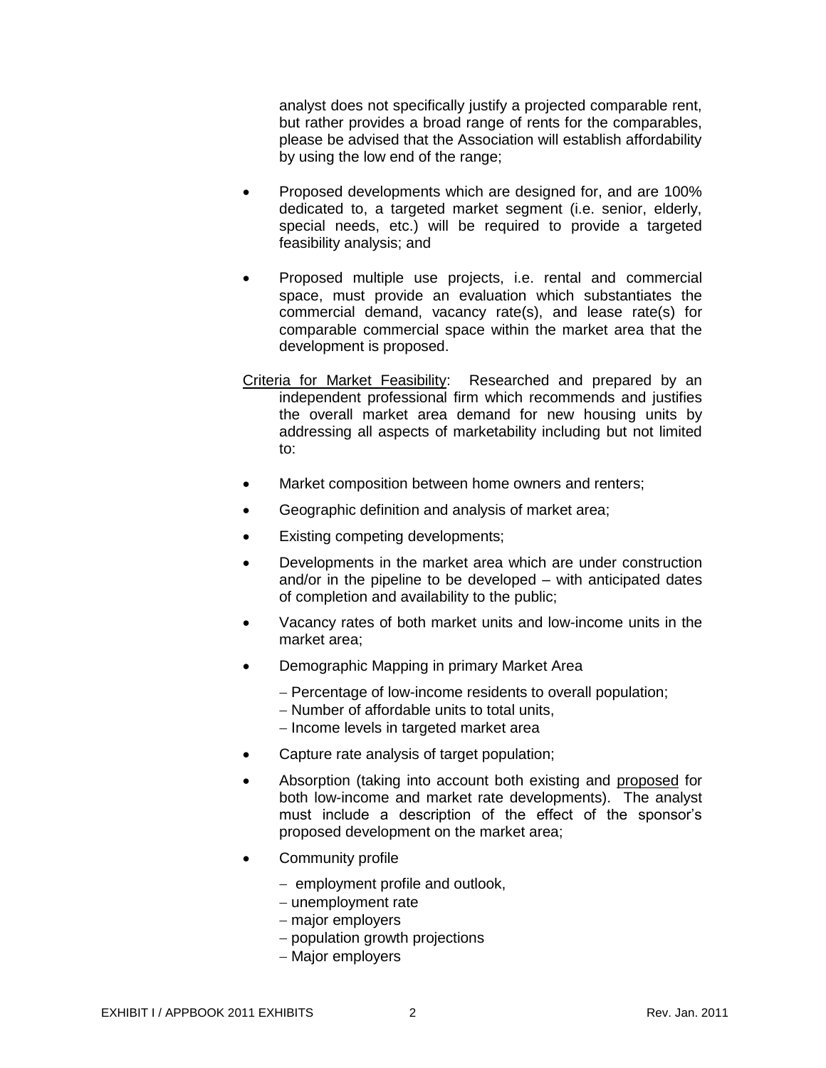analyst does not specifically justify a projected comparable rent, but rather provides a broad range of rents for the comparables, please be advised that the Association will establish affordability by using the low end of the range;

- Proposed developments which are designed for, and are 100% dedicated to, a targeted market segment (i.e. senior, elderly, special needs, etc.) will be required to provide a targeted feasibility analysis; and
- Proposed multiple use projects, i.e. rental and commercial space, must provide an evaluation which substantiates the commercial demand, vacancy rate(s), and lease rate(s) for comparable commercial space within the market area that the development is proposed.

<u>Criteria for Market Feasibility</u>: Researched and prepared by an independent professional firm which recommends and justifies the overall market area demand for new housing units by addressing all aspects of marketability including but not limited to:

- Market composition between home owners and renters;
- Geographic definition and analysis of market area;
- Existing competing developments;
- Developments in the market area which are under construction and/or in the pipeline to be developed – with anticipated dates of completion and availability to the public;
- Vacancy rates of both market units and low-income units in the market area;
- Demographic Mapping in primary Market Area
  - Percentage of low-income residents to overall population;
  - Number of affordable units to total units,
  - Income levels in targeted market area
- Capture rate analysis of target population;
- Absorption (taking into account both existing and <u>proposed</u> for both low-income and market rate developments). The analyst must include a description of the effect of the sponsor's proposed development on the market area;
- Community profile
  - employment profile and outlook,
  - unemployment rate
  - major employers
  - population growth projections
  - Major employers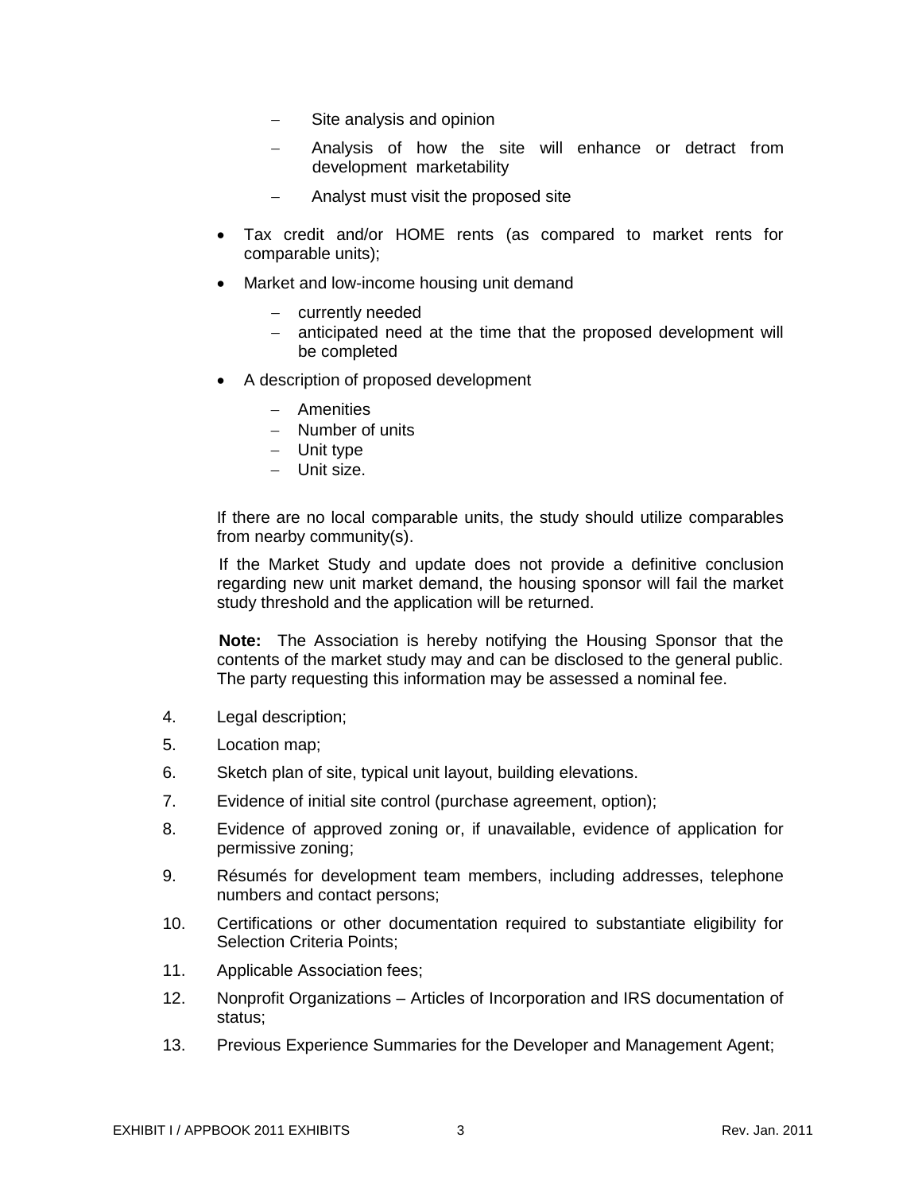- Site analysis and opinion
  - Analysis of how the site will enhance or detract from development marketability
  - Analyst must visit the proposed site

- Tax credit and/or HOME rents (as compared to market rents for comparable units);
- Market and low-income housing unit demand
  - currently needed
  - anticipated need at the time that the proposed development will be completed
- A description of proposed development
  - Amenities
  - Number of units
  - Unit type
  - Unit size.

If there are no local comparable units, the study should utilize comparables from nearby community(s).

If the Market Study and update does not provide a definitive conclusion regarding new unit market demand, the housing sponsor will fail the market study threshold and the application will be returned.

**Note:** The Association is hereby notifying the Housing Sponsor that the contents of the market study may and can be disclosed to the general public. The party requesting this information may be assessed a nominal fee.

4. Legal description;
5. Location map;
6. Sketch plan of site, typical unit layout, building elevations.
7. Evidence of initial site control (purchase agreement, option);
8. Evidence of approved zoning or, if unavailable, evidence of application for permissive zoning;
9. Résumés for development team members, including addresses, telephone numbers and contact persons;
10. Certifications or other documentation required to substantiate eligibility for Selection Criteria Points;
11. Applicable Association fees;
12. Nonprofit Organizations – Articles of Incorporation and IRS documentation of status;
13. Previous Experience Summaries for the Developer and Management Agent;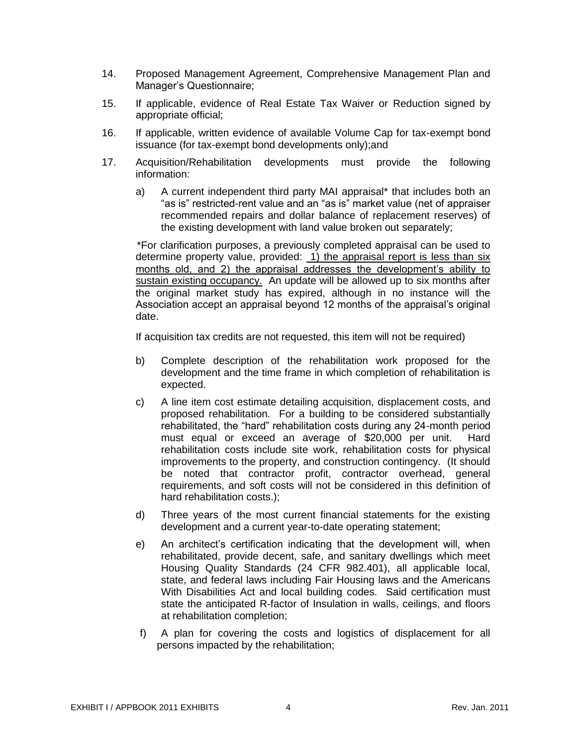14. Proposed Management Agreement, Comprehensive Management Plan and Manager's Questionnaire;

15. If applicable, evidence of Real Estate Tax Waiver or Reduction signed by appropriate official;

16. If applicable, written evidence of available Volume Cap for tax-exempt bond issuance (for tax-exempt bond developments only);and

17. Acquisition/Rehabilitation developments must provide the following information:

    a) A current independent third party MAI appraisal* that includes both an "as is" restricted-rent value and an "as is" market value (net of appraiser recommended repairs and dollar balance of replacement reserves) of the existing development with land value broken out separately;

    *For clarification purposes, a previously completed appraisal can be used to determine property value, provided: <u>1) the appraisal report is less than six months old, and 2) the appraisal addresses the development's ability to sustain existing occupancy.</u> An update will be allowed up to six months after the original market study has expired, although in no instance will the Association accept an appraisal beyond 12 months of the appraisal's original date.

    If acquisition tax credits are not requested, this item will not be required)

    b) Complete description of the rehabilitation work proposed for the development and the time frame in which completion of rehabilitation is expected.

    c) A line item cost estimate detailing acquisition, displacement costs, and proposed rehabilitation. For a building to be considered substantially rehabilitated, the "hard" rehabilitation costs during any 24-month period must equal or exceed an average of $20,000 per unit. Hard rehabilitation costs include site work, rehabilitation costs for physical improvements to the property, and construction contingency. (It should be noted that contractor profit, contractor overhead, general requirements, and soft costs will not be considered in this definition of hard rehabilitation costs.);

    d) Three years of the most current financial statements for the existing development and a current year-to-date operating statement;

    e) An architect's certification indicating that the development will, when rehabilitated, provide decent, safe, and sanitary dwellings which meet Housing Quality Standards (24 CFR 982.401), all applicable local, state, and federal laws including Fair Housing laws and the Americans With Disabilities Act and local building codes. Said certification must state the anticipated R-factor of Insulation in walls, ceilings, and floors at rehabilitation completion;

    f) A plan for covering the costs and logistics of displacement for all persons impacted by the rehabilitation;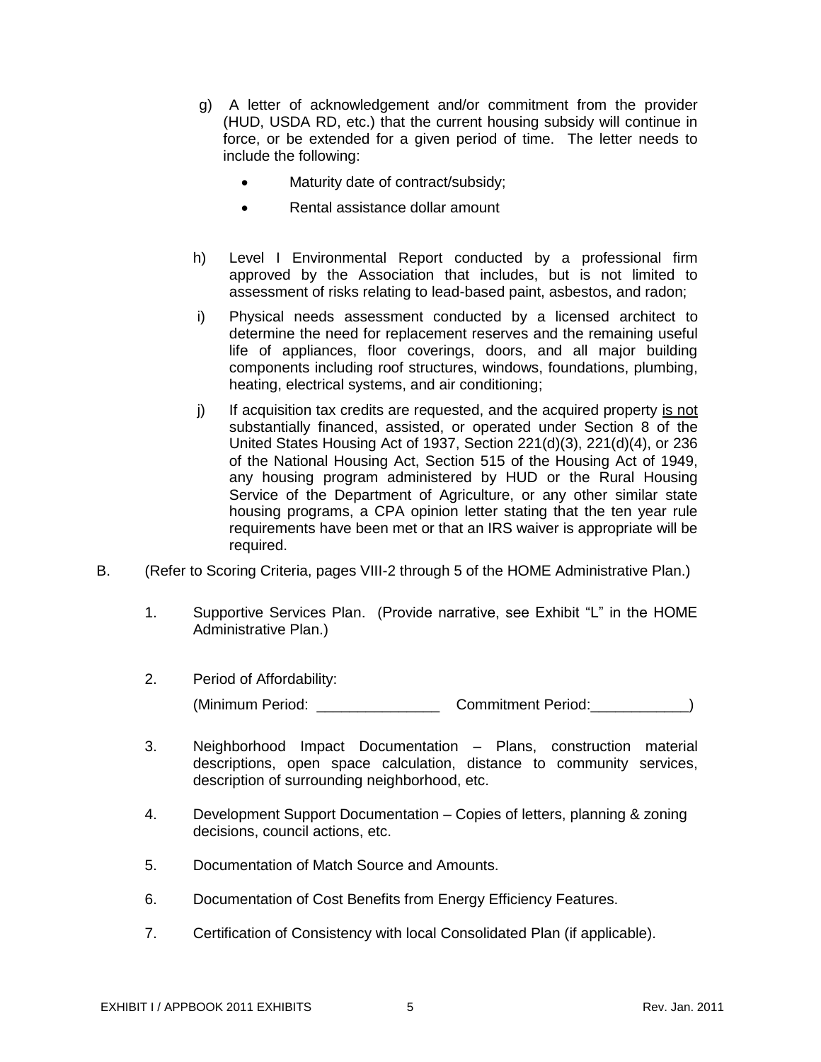g) A letter of acknowledgement and/or commitment from the provider (HUD, USDA RD, etc.) that the current housing subsidy will continue in force, or be extended for a given period of time. The letter needs to include the following:

- Maturity date of contract/subsidy;
- Rental assistance dollar amount

h) Level I Environmental Report conducted by a professional firm approved by the Association that includes, but is not limited to assessment of risks relating to lead-based paint, asbestos, and radon;

i) Physical needs assessment conducted by a licensed architect to determine the need for replacement reserves and the remaining useful life of appliances, floor coverings, doors, and all major building components including roof structures, windows, foundations, plumbing, heating, electrical systems, and air conditioning;

j) If acquisition tax credits are requested, and the acquired property <u>is not</u> substantially financed, assisted, or operated under Section 8 of the United States Housing Act of 1937, Section 221(d)(3), 221(d)(4), or 236 of the National Housing Act, Section 515 of the Housing Act of 1949, any housing program administered by HUD or the Rural Housing Service of the Department of Agriculture, or any other similar state housing programs, a CPA opinion letter stating that the ten year rule requirements have been met or that an IRS waiver is appropriate will be required.

B. (Refer to Scoring Criteria, pages VIII-2 through 5 of the HOME Administrative Plan.)

1. Supportive Services Plan. (Provide narrative, see Exhibit "L" in the HOME Administrative Plan.)

2. Period of Affordability:

   (Minimum Period: _______________ Commitment Period:____________)

3. Neighborhood Impact Documentation – Plans, construction material descriptions, open space calculation, distance to community services, description of surrounding neighborhood, etc.

4. Development Support Documentation – Copies of letters, planning & zoning decisions, council actions, etc.

5. Documentation of Match Source and Amounts.

6. Documentation of Cost Benefits from Energy Efficiency Features.

7. Certification of Consistency with local Consolidated Plan (if applicable).